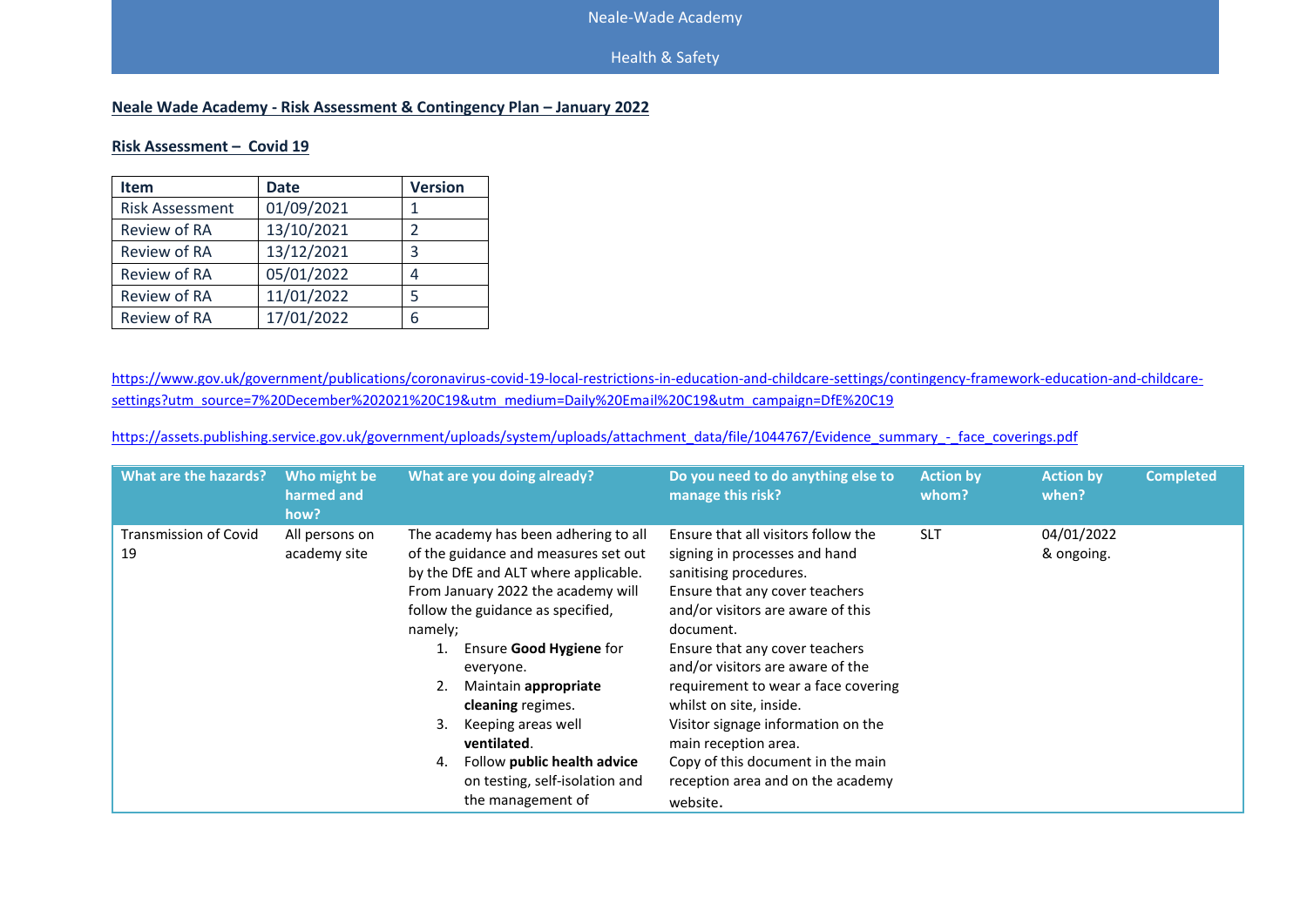Neale-Wade Academy

Health & Safety

**Neale Wade Academy - Risk Assessment & Contingency Plan – January 2022**

**Risk Assessment – Covid 19**

| Item | Date | Version |
|---|---|---|
| Risk Assessment | 01/09/2021 | 1 |
| Review of RA | 13/10/2021 | 2 |
| Review of RA | 13/12/2021 | 3 |
| Review of RA | 05/01/2022 | 4 |
| Review of RA | 11/01/2022 | 5 |
| Review of RA | 17/01/2022 | 6 |

https://www.gov.uk/government/publications/coronavirus-covid-19-local-restrictions-in-education-and-childcare-settings/contingency-framework-education-and-childcare-settings?utm_source=7%20December%202021%20C19&utm_medium=Daily%20Email%20C19&utm_campaign=DfE%20C19

https://assets.publishing.service.gov.uk/government/uploads/system/uploads/attachment_data/file/1044767/Evidence_summary_-_face_coverings.pdf

| What are the hazards? | Who might be harmed and how? | What are you doing already? | Do you need to do anything else to manage this risk? | Action by whom? | Action by when? | Completed |
|---|---|---|---|---|---|---|
| Transmission of Covid 19 | All persons on academy site | The academy has been adhering to all of the guidance and measures set out by the DfE and ALT where applicable. From January 2022 the academy will follow the guidance as specified, namely;<br>1. Ensure **Good Hygiene** for everyone.<br>2. Maintain **appropriate cleaning** regimes.<br>3. Keeping areas well **ventilated**.<br>4. Follow **public health advice** on testing, self-isolation and the management of | Ensure that all visitors follow the signing in processes and hand sanitising procedures.<br>Ensure that any cover teachers and/or visitors are aware of this document.<br>Ensure that any cover teachers and/or visitors are aware of the requirement to wear a face covering whilst on site, inside.<br>Visitor signage information on the main reception area.<br>Copy of this document in the main reception area and on the academy website. | SLT | 04/01/2022 & ongoing. | |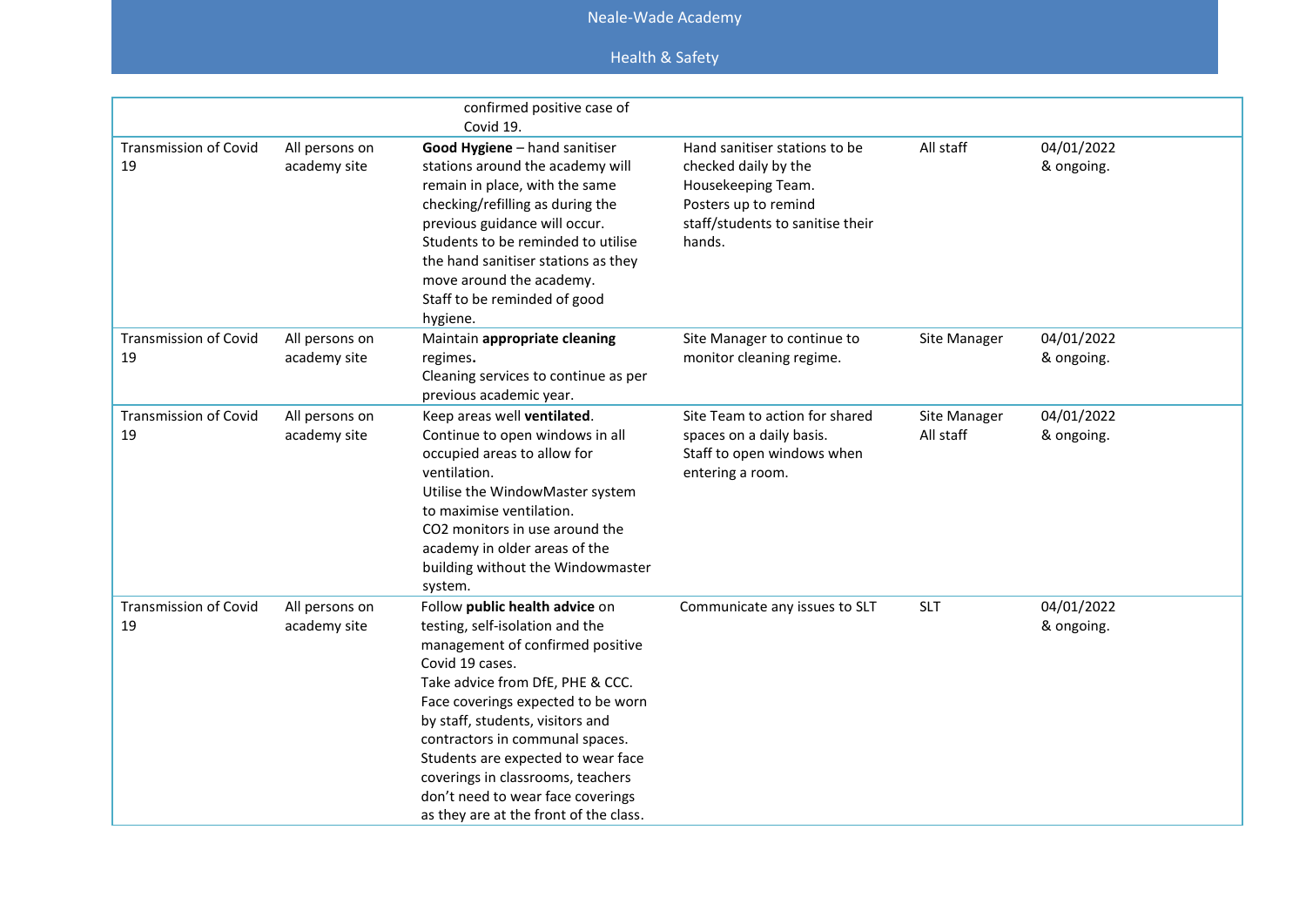| | | | | | |
|---|---|---|---|---|---|
| | | confirmed positive case of Covid 19. | | | |
| Transmission of Covid 19 | All persons on academy site | **Good Hygiene** – hand sanitiser stations around the academy will remain in place, with the same checking/refilling as during the previous guidance will occur.<br>Students to be reminded to utilise the hand sanitiser stations as they move around the academy.<br>Staff to be reminded of good hygiene. | Hand sanitiser stations to be checked daily by the Housekeeping Team.<br>Posters up to remind staff/students to sanitise their hands. | All staff | 04/01/2022 & ongoing. |
| Transmission of Covid 19 | All persons on academy site | Maintain **appropriate cleaning** regimes**.**<br>Cleaning services to continue as per previous academic year. | Site Manager to continue to monitor cleaning regime. | Site Manager | 04/01/2022 & ongoing. |
| Transmission of Covid 19 | All persons on academy site | Keep areas well **ventilated**.<br>Continue to open windows in all occupied areas to allow for ventilation.<br>Utilise the WindowMaster system to maximise ventilation.<br>CO2 monitors in use around the academy in older areas of the building without the Windowmaster system. | Site Team to action for shared spaces on a daily basis.<br>Staff to open windows when entering a room. | Site Manager<br>All staff | 04/01/2022 & ongoing. |
| Transmission of Covid 19 | All persons on academy site | Follow **public health advice** on testing, self-isolation and the management of confirmed positive Covid 19 cases.<br>Take advice from DfE, PHE & CCC.<br>Face coverings expected to be worn by staff, students, visitors and contractors in communal spaces.<br>Students are expected to wear face coverings in classrooms, teachers don't need to wear face coverings as they are at the front of the class. | Communicate any issues to SLT | SLT | 04/01/2022 & ongoing. |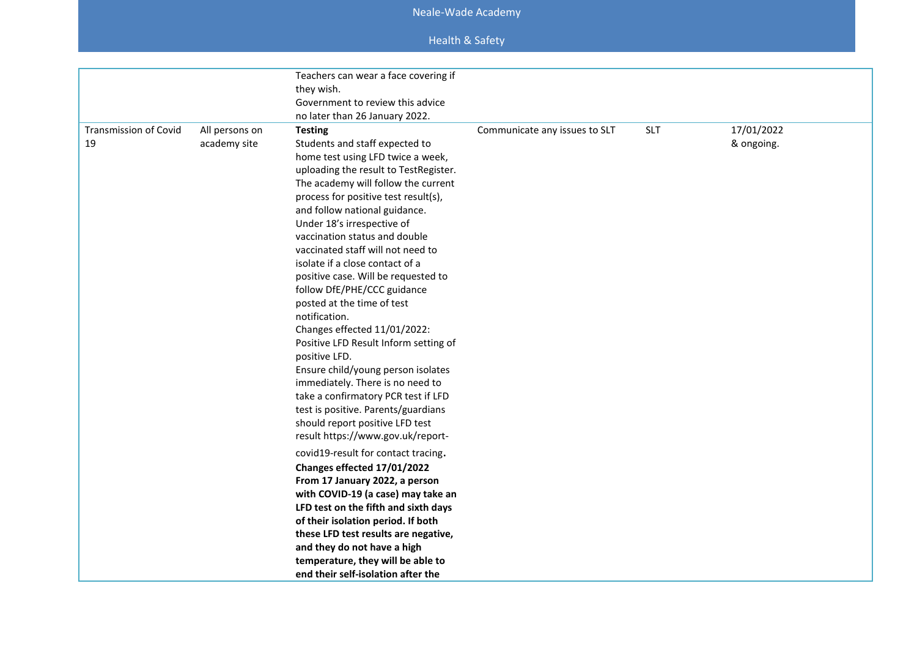| | | | | | |
|---|---|---|---|---|---|
| | | Teachers can wear a face covering if they wish.<br>Government to review this advice no later than 26 January 2022. | | | |
| Transmission of Covid 19 | All persons on academy site | **Testing**<br>Students and staff expected to home test using LFD twice a week, uploading the result to TestRegister.<br>The academy will follow the current process for positive test result(s), and follow national guidance.<br>Under 18's irrespective of vaccination status and double vaccinated staff will not need to isolate if a close contact of a positive case. Will be requested to follow DfE/PHE/CCC guidance posted at the time of test notification.<br>Changes effected 11/01/2022:<br>Positive LFD Result Inform setting of positive LFD.<br>Ensure child/young person isolates immediately. There is no need to take a confirmatory PCR test if LFD test is positive. Parents/guardians should report positive LFD test result https://www.gov.uk/report-covid19-result for contact tracing.<br>**Changes effected 17/01/2022**<br>**From 17 January 2022, a person with COVID-19 (a case) may take an LFD test on the fifth and sixth days of their isolation period. If both these LFD test results are negative, and they do not have a high temperature, they will be able to end their self-isolation after the** | Communicate any issues to SLT | SLT | 17/01/2022 & ongoing. |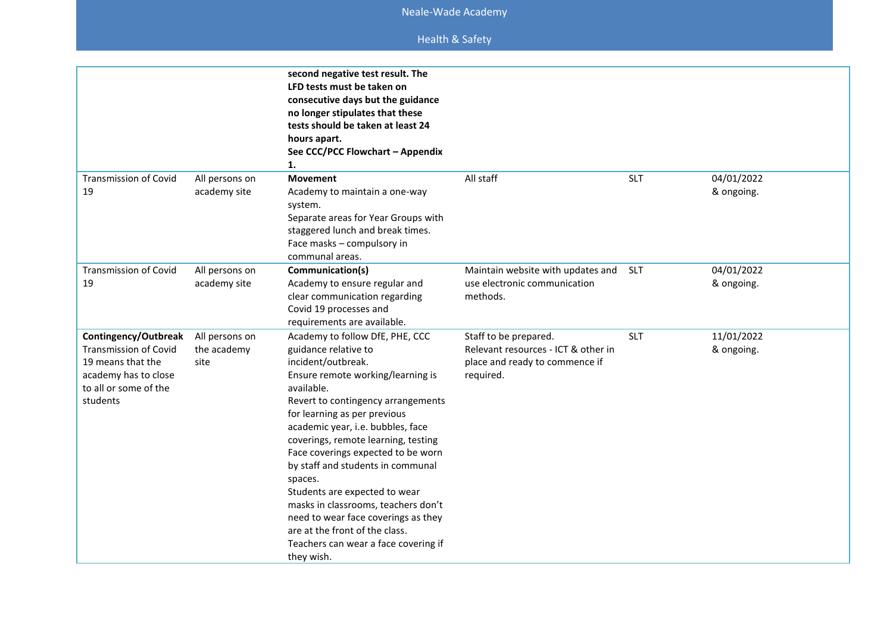| | | | | | |
|---|---|---|---|---|---|
| | | **second negative test result. The LFD tests must be taken on consecutive days but the guidance no longer stipulates that these tests should be taken at least 24 hours apart.** **See CCC/PCC Flowchart – Appendix 1.** | | | |
| Transmission of Covid 19 | All persons on academy site | **Movement** Academy to maintain a one-way system. Separate areas for Year Groups with staggered lunch and break times. Face masks – compulsory in communal areas. | All staff | SLT | 04/01/2022 & ongoing. |
| Transmission of Covid 19 | All persons on academy site | **Communication(s)** Academy to ensure regular and clear communication regarding Covid 19 processes and requirements are available. | Maintain website with updates and use electronic communication methods. | SLT | 04/01/2022 & ongoing. |
| **Contingency/Outbreak** Transmission of Covid 19 means that the academy has to close to all or some of the students | All persons on the academy site | Academy to follow DfE, PHE, CCC guidance relative to incident/outbreak. Ensure remote working/learning is available. Revert to contingency arrangements for learning as per previous academic year, i.e. bubbles, face coverings, remote learning, testing Face coverings expected to be worn by staff and students in communal spaces. Students are expected to wear masks in classrooms, teachers don't need to wear face coverings as they are at the front of the class. Teachers can wear a face covering if they wish. | Staff to be prepared. Relevant resources - ICT & other in place and ready to commence if required. | SLT | 11/01/2022 & ongoing. |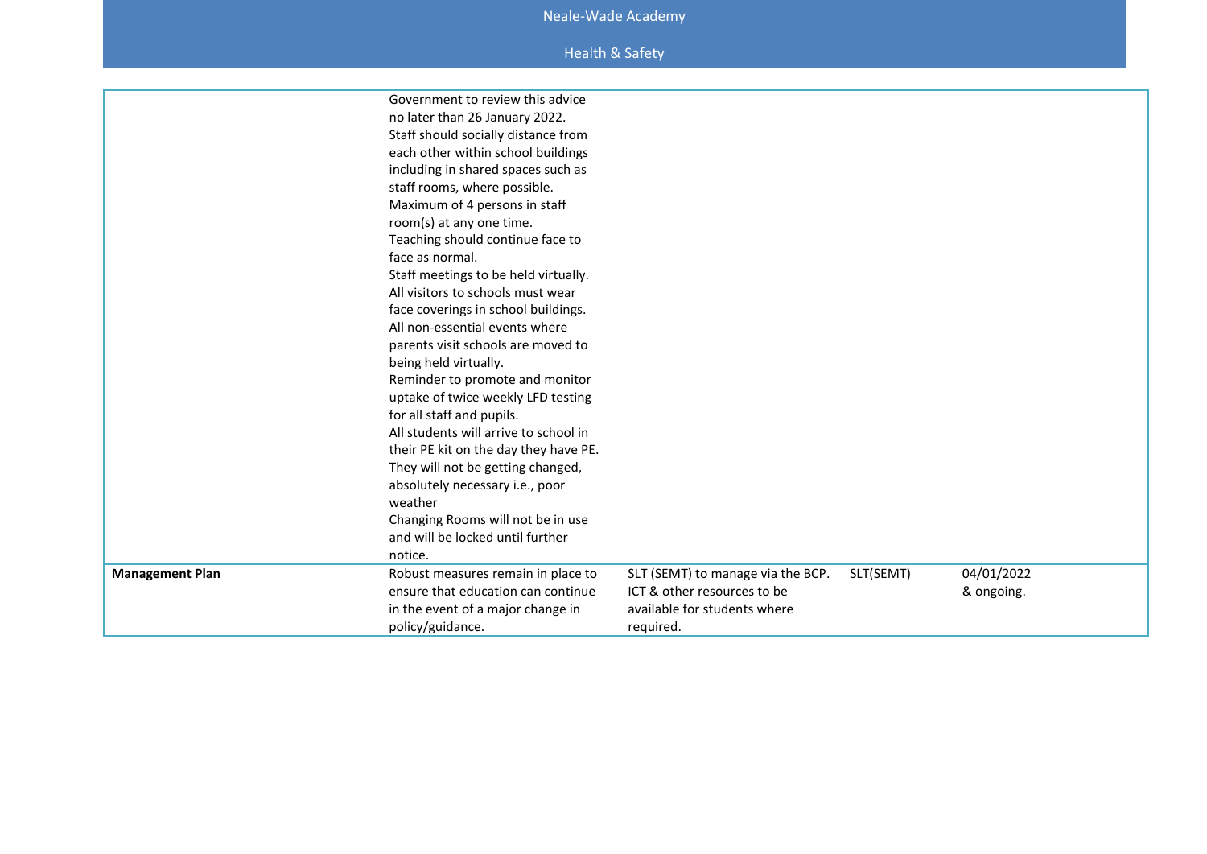| | | | | |
|---|---|---|---|---|
| | Government to review this advice no later than 26 January 2022.<br>Staff should socially distance from each other within school buildings including in shared spaces such as staff rooms, where possible.<br>Maximum of 4 persons in staff room(s) at any one time.<br>Teaching should continue face to face as normal.<br>Staff meetings to be held virtually.<br>All visitors to schools must wear face coverings in school buildings.<br>All non-essential events where parents visit schools are moved to being held virtually.<br>Reminder to promote and monitor uptake of twice weekly LFD testing for all staff and pupils.<br>All students will arrive to school in their PE kit on the day they have PE. They will not be getting changed, absolutely necessary i.e., poor weather<br>Changing Rooms will not be in use and will be locked until further notice. | | | |
| **Management Plan** | Robust measures remain in place to ensure that education can continue in the event of a major change in policy/guidance. | SLT (SEMT) to manage via the BCP. ICT & other resources to be available for students where required. | SLT(SEMT) | 04/01/2022 & ongoing. |